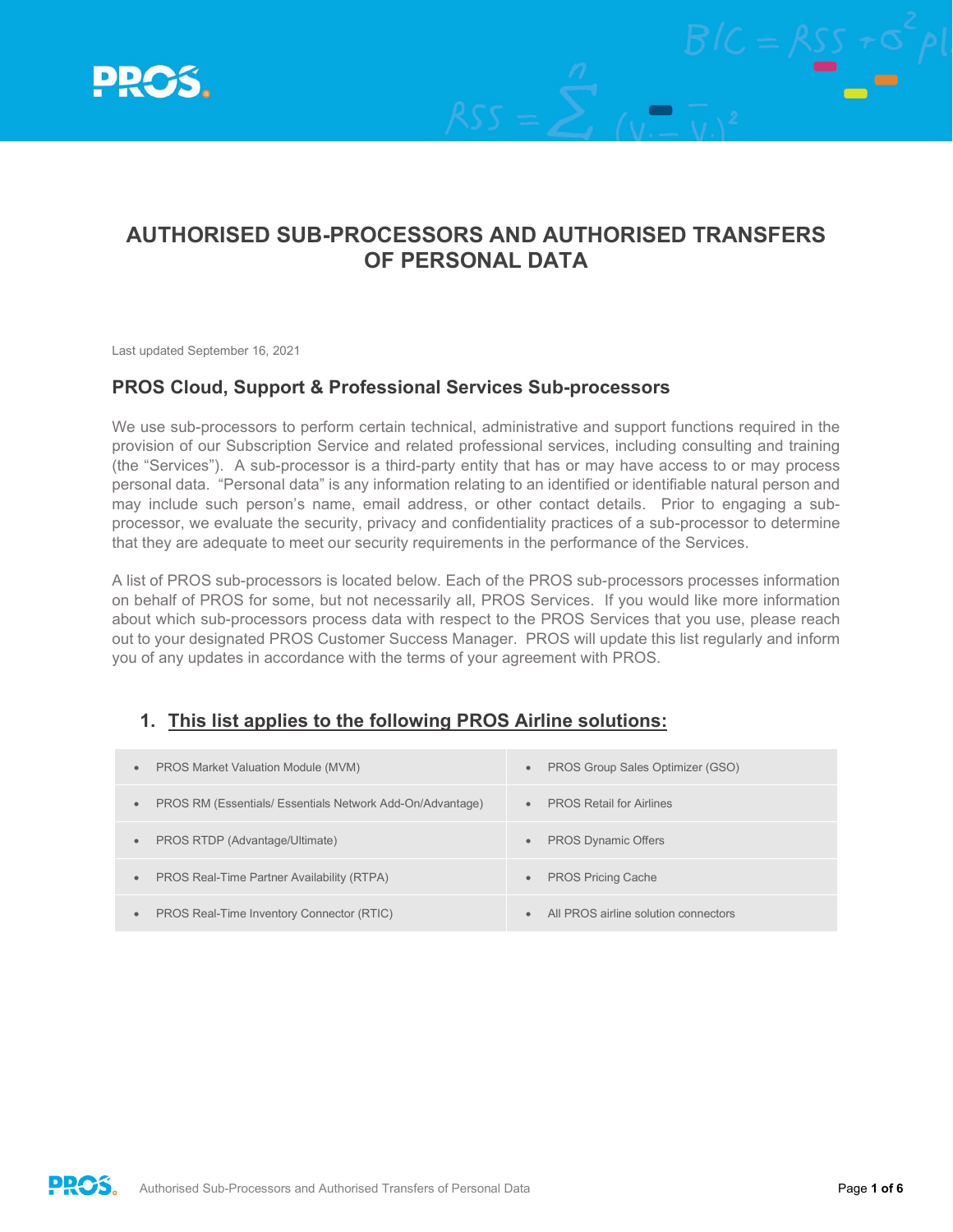# AUTHORISED SUB-PROCESSORS AND AUTHORISED TRANSFERS OF PERSONAL DATA

Last updated September 16, 2021

## PROS Cloud, Support & Professional Services Sub-processors

We use sub-processors to perform certain technical, administrative and support functions required in the provision of our Subscription Service and related professional services, including consulting and training (the "Services"). A sub-processor is a third-party entity that has or may have access to or may process personal data. "Personal data" is any information relating to an identified or identifiable natural person and may include such person's name, email address, or other contact details. Prior to engaging a sub-processor, we evaluate the security, privacy and confidentiality practices of a sub-processor to determine that they are adequate to meet our security requirements in the performance of the Services.

A list of PROS sub-processors is located below. Each of the PROS sub-processors processes information on behalf of PROS for some, but not necessarily all, PROS Services. If you would like more information about which sub-processors process data with respect to the PROS Services that you use, please reach out to your designated PROS Customer Success Manager. PROS will update this list regularly and inform you of any updates in accordance with the terms of your agreement with PROS.

### 1. This list applies to the following PROS Airline solutions:

| | |
|---|---|
| • PROS Market Valuation Module (MVM) | • PROS Group Sales Optimizer (GSO) |
| • PROS RM (Essentials/ Essentials Network Add-On/Advantage) | • PROS Retail for Airlines |
| • PROS RTDP (Advantage/Ultimate) | • PROS Dynamic Offers |
| • PROS Real-Time Partner Availability (RTPA) | • PROS Pricing Cache |
| • PROS Real-Time Inventory Connector (RTIC) | • All PROS airline solution connectors |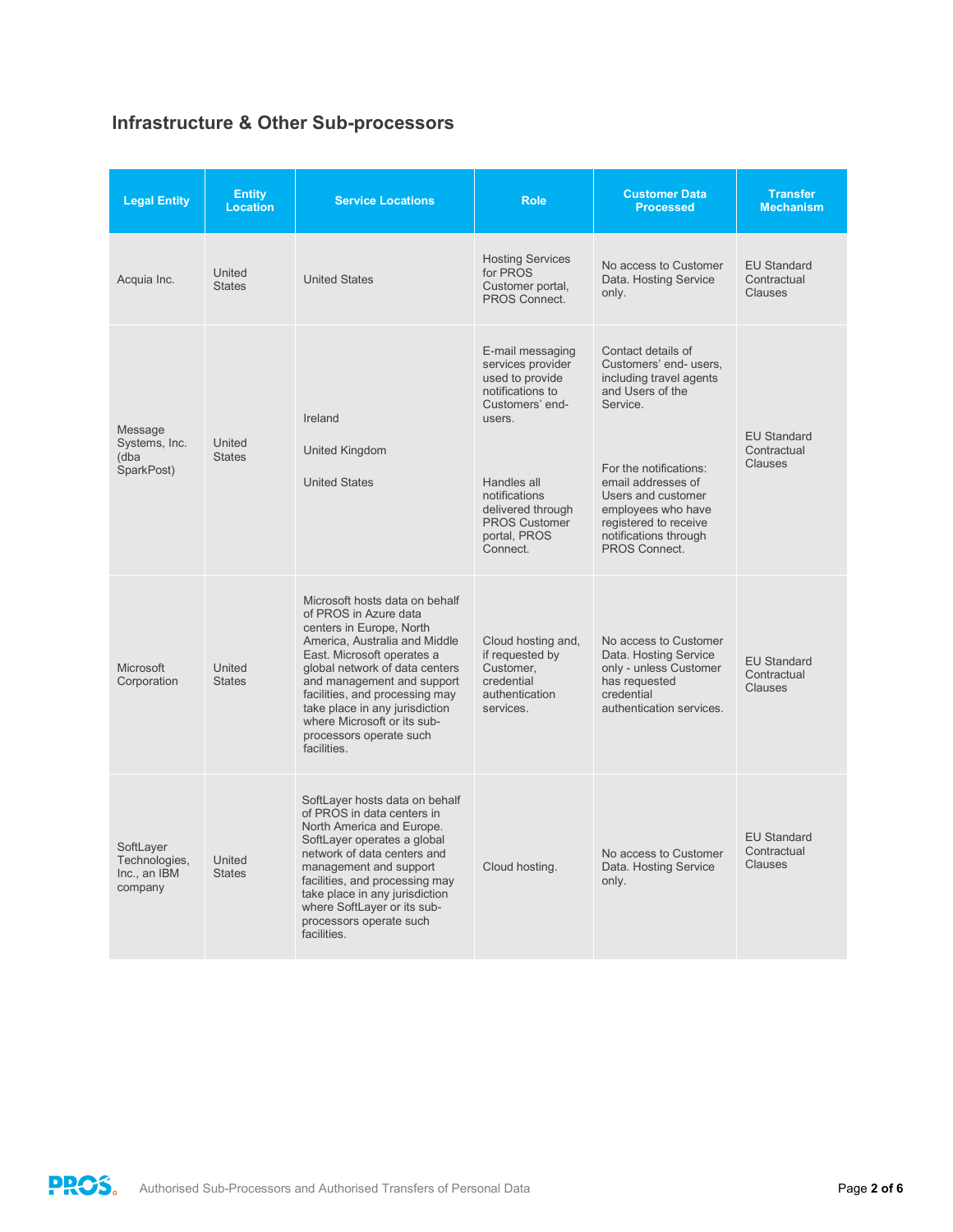## Infrastructure & Other Sub-processors

| Legal Entity | Entity Location | Service Locations | Role | Customer Data Processed | Transfer Mechanism |
|---|---|---|---|---|---|
| Acquia Inc. | United States | United States | Hosting Services for PROS Customer portal, PROS Connect. | No access to Customer Data. Hosting Service only. | EU Standard Contractual Clauses |
| Message Systems, Inc. (dba SparkPost) | United States | Ireland<br><br>United Kingdom<br><br>United States | E-mail messaging services provider used to provide notifications to Customers' end-users.<br><br>Handles all notifications delivered through PROS Customer portal, PROS Connect. | Contact details of Customers' end- users, including travel agents and Users of the Service.<br><br>For the notifications: email addresses of Users and customer employees who have registered to receive notifications through PROS Connect. | EU Standard Contractual Clauses |
| Microsoft Corporation | United States | Microsoft hosts data on behalf of PROS in Azure data centers in Europe, North America, Australia and Middle East. Microsoft operates a global network of data centers and management and support facilities, and processing may take place in any jurisdiction where Microsoft or its sub-processors operate such facilities. | Cloud hosting and, if requested by Customer, credential authentication services. | No access to Customer Data. Hosting Service only - unless Customer has requested credential authentication services. | EU Standard Contractual Clauses |
| SoftLayer Technologies, Inc., an IBM company | United States | SoftLayer hosts data on behalf of PROS in data centers in North America and Europe. SoftLayer operates a global network of data centers and management and support facilities, and processing may take place in any jurisdiction where SoftLayer or its sub-processors operate such facilities. | Cloud hosting. | No access to Customer Data. Hosting Service only. | EU Standard Contractual Clauses |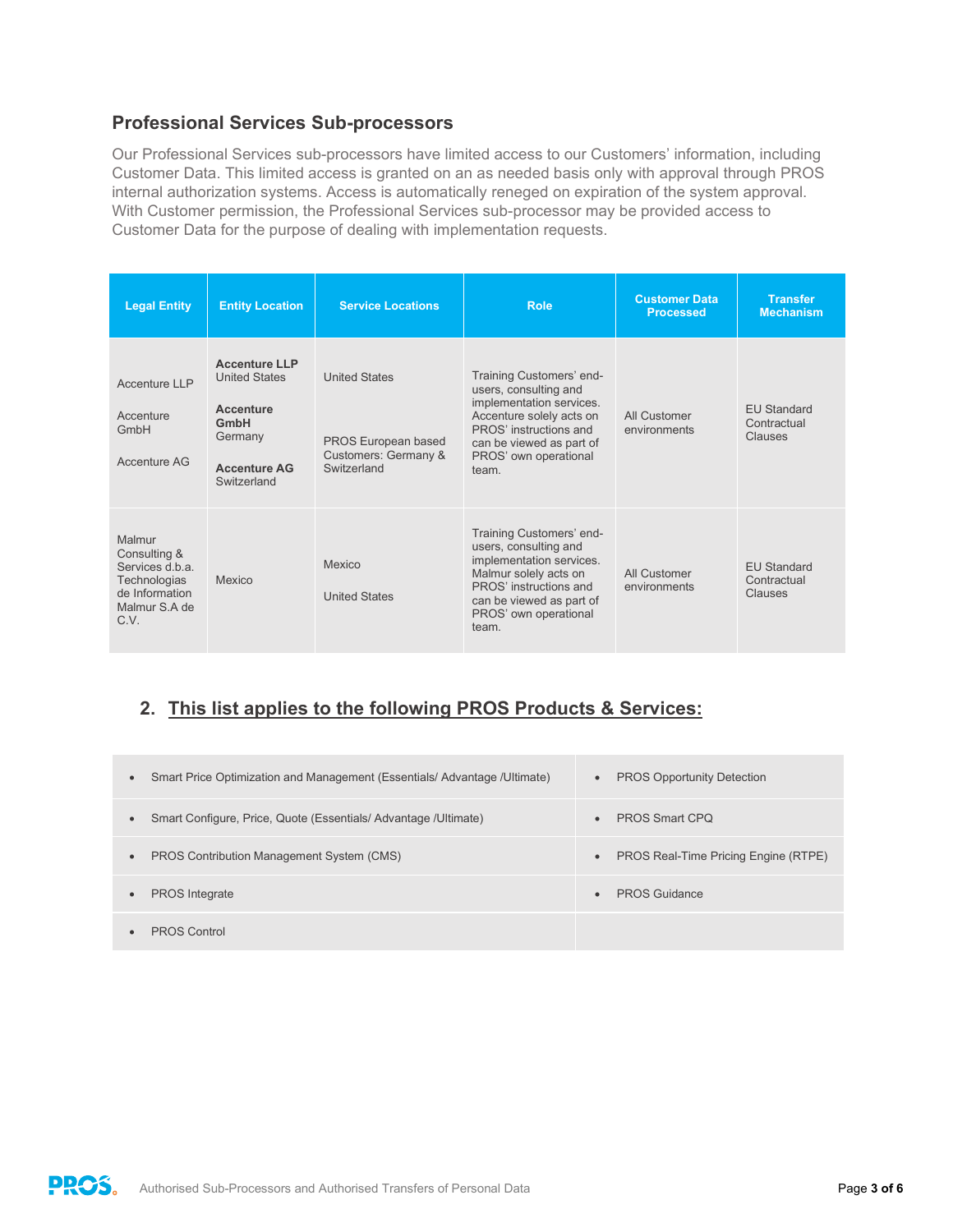## Professional Services Sub-processors

Our Professional Services sub-processors have limited access to our Customers' information, including Customer Data. This limited access is granted on an as needed basis only with approval through PROS internal authorization systems. Access is automatically reneged on expiration of the system approval. With Customer permission, the Professional Services sub-processor may be provided access to Customer Data for the purpose of dealing with implementation requests.

| Legal Entity | Entity Location | Service Locations | Role | Customer Data Processed | Transfer Mechanism |
|---|---|---|---|---|---|
| Accenture LLP<br><br>Accenture GmbH<br><br>Accenture AG | **Accenture LLP** United States<br><br>**Accenture GmbH** Germany<br><br>**Accenture AG** Switzerland | United States<br><br>PROS European based Customers: Germany & Switzerland | Training Customers' end-users, consulting and implementation services. Accenture solely acts on PROS' instructions and can be viewed as part of PROS' own operational team. | All Customer environments | EU Standard Contractual Clauses |
| Malmur Consulting & Services d.b.a. Technologias de Information Malmur S.A de C.V. | Mexico | Mexico<br><br>United States | Training Customers' end-users, consulting and implementation services. Malmur solely acts on PROS' instructions and can be viewed as part of PROS' own operational team. | All Customer environments | EU Standard Contractual Clauses |

## 2. <u>This list applies to the following PROS Products & Services:</u>

- Smart Price Optimization and Management (Essentials/ Advantage /Ultimate)
- PROS Opportunity Detection
- Smart Configure, Price, Quote (Essentials/ Advantage /Ultimate)
- PROS Smart CPQ
- PROS Contribution Management System (CMS)
- PROS Real-Time Pricing Engine (RTPE)
- PROS Integrate
- PROS Guidance
- PROS Control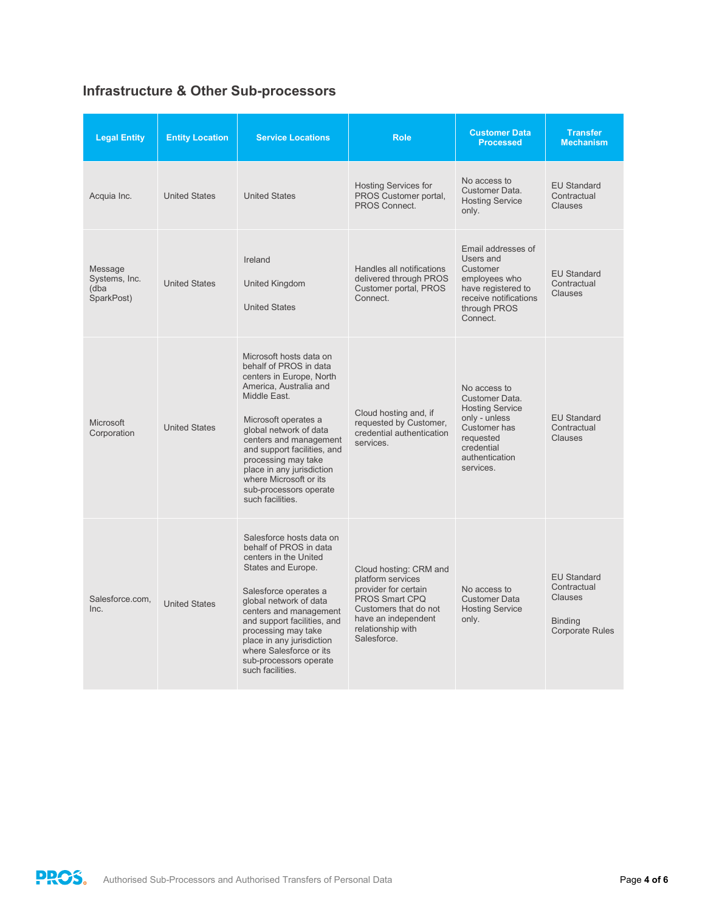## Infrastructure & Other Sub-processors

| Legal Entity | Entity Location | Service Locations | Role | Customer Data Processed | Transfer Mechanism |
|---|---|---|---|---|---|
| Acquia Inc. | United States | United States | Hosting Services for PROS Customer portal, PROS Connect. | No access to Customer Data. Hosting Service only. | EU Standard Contractual Clauses |
| Message Systems, Inc. (dba SparkPost) | United States | Ireland<br><br>United Kingdom<br><br>United States | Handles all notifications delivered through PROS Customer portal, PROS Connect. | Email addresses of Users and Customer employees who have registered to receive notifications through PROS Connect. | EU Standard Contractual Clauses |
| Microsoft Corporation | United States | Microsoft hosts data on behalf of PROS in data centers in Europe, North America, Australia and Middle East.<br><br>Microsoft operates a global network of data centers and management and support facilities, and processing may take place in any jurisdiction where Microsoft or its sub-processors operate such facilities. | Cloud hosting and, if requested by Customer, credential authentication services. | No access to Customer Data. Hosting Service only - unless Customer has requested credential authentication services. | EU Standard Contractual Clauses |
| Salesforce.com, Inc. | United States | Salesforce hosts data on behalf of PROS in data centers in the United States and Europe.<br><br>Salesforce operates a global network of data centers and management and support facilities, and processing may take place in any jurisdiction where Salesforce or its sub-processors operate such facilities. | Cloud hosting: CRM and platform services provider for certain PROS Smart CPQ Customers that do not have an independent relationship with Salesforce. | No access to Customer Data Hosting Service only. | EU Standard Contractual Clauses<br><br>Binding Corporate Rules |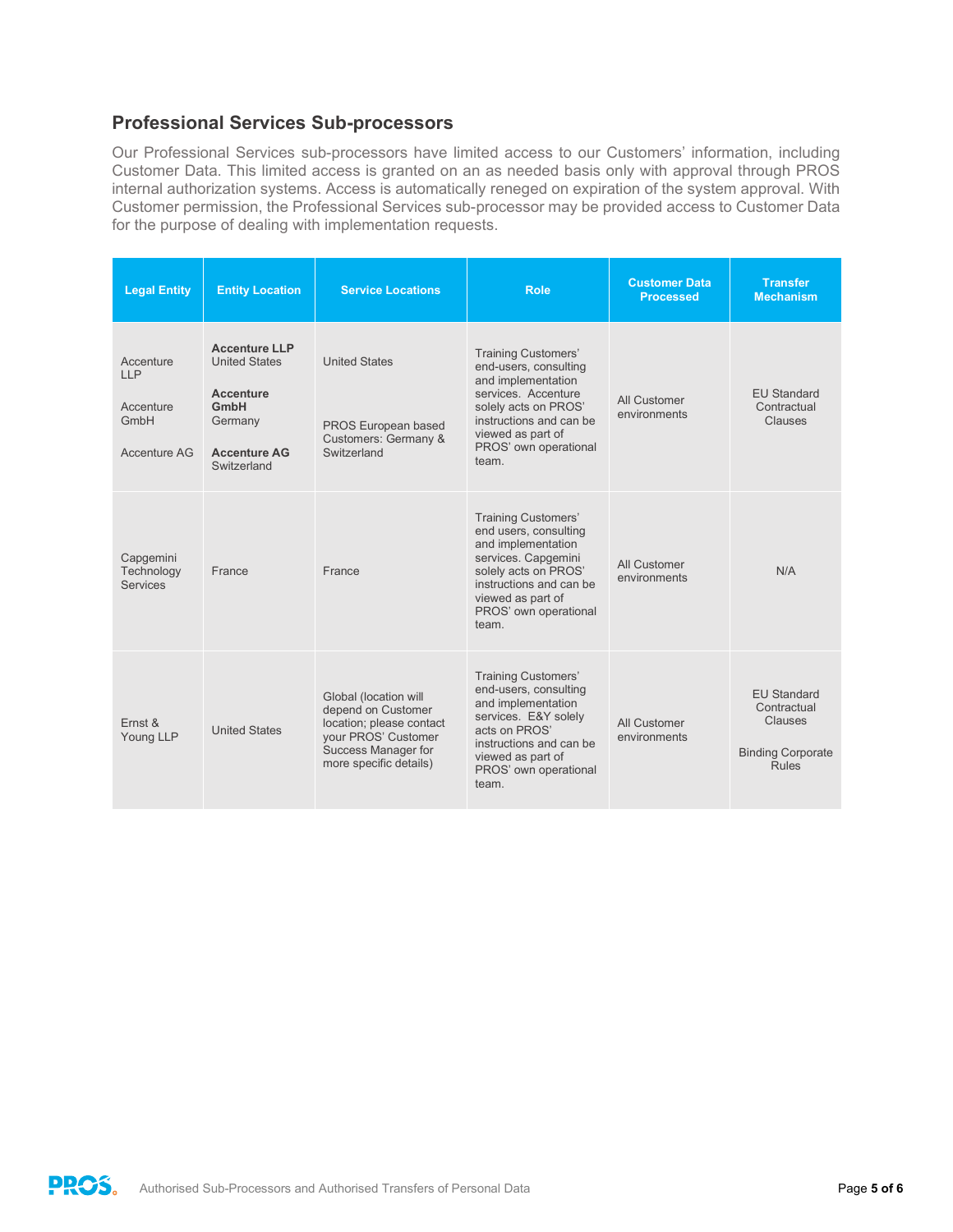## Professional Services Sub-processors

Our Professional Services sub-processors have limited access to our Customers' information, including Customer Data. This limited access is granted on an as needed basis only with approval through PROS internal authorization systems. Access is automatically reneged on expiration of the system approval. With Customer permission, the Professional Services sub-processor may be provided access to Customer Data for the purpose of dealing with implementation requests.

| Legal Entity | Entity Location | Service Locations | Role | Customer Data Processed | Transfer Mechanism |
|---|---|---|---|---|---|
| Accenture LLP<br><br>Accenture GmbH<br><br>Accenture AG | **Accenture LLP** United States<br><br>**Accenture GmbH** Germany<br><br>**Accenture AG** Switzerland | United States<br><br>PROS European based Customers: Germany & Switzerland | Training Customers' end-users, consulting and implementation services. Accenture solely acts on PROS' instructions and can be viewed as part of PROS' own operational team. | All Customer environments | EU Standard Contractual Clauses |
| Capgemini Technology Services | France | France | Training Customers' end users, consulting and implementation services. Capgemini solely acts on PROS' instructions and can be viewed as part of PROS' own operational team. | All Customer environments | N/A |
| Ernst & Young LLP | United States | Global (location will depend on Customer location; please contact your PROS' Customer Success Manager for more specific details) | Training Customers' end-users, consulting and implementation services. E&Y solely acts on PROS' instructions and can be viewed as part of PROS' own operational team. | All Customer environments | EU Standard Contractual Clauses<br><br>Binding Corporate Rules |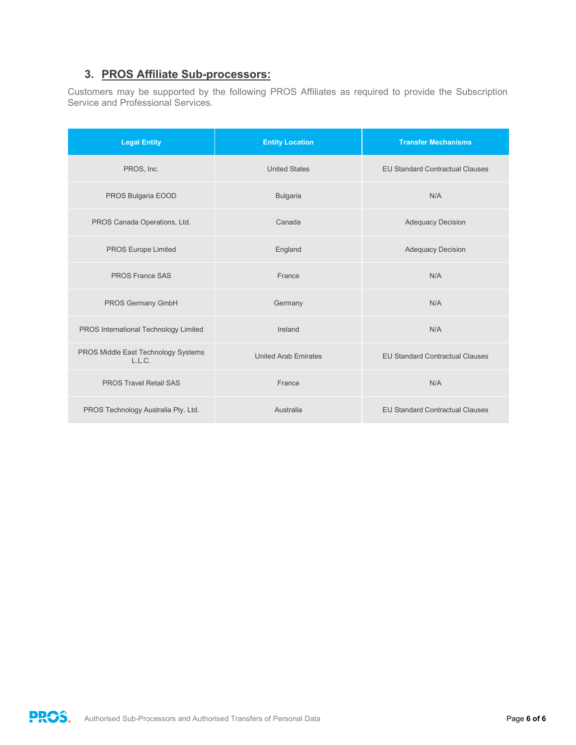## 3. PROS Affiliate Sub-processors:

Customers may be supported by the following PROS Affiliates as required to provide the Subscription Service and Professional Services.

| Legal Entity | Entity Location | Transfer Mechanisms |
|---|---|---|
| PROS, Inc. | United States | EU Standard Contractual Clauses |
| PROS Bulgaria EOOD | Bulgaria | N/A |
| PROS Canada Operations, Ltd. | Canada | Adequacy Decision |
| PROS Europe Limited | England | Adequacy Decision |
| PROS France SAS | France | N/A |
| PROS Germany GmbH | Germany | N/A |
| PROS International Technology Limited | Ireland | N/A |
| PROS Middle East Technology Systems L.L.C. | United Arab Emirates | EU Standard Contractual Clauses |
| PROS Travel Retail SAS | France | N/A |
| PROS Technology Australia Pty. Ltd. | Australia | EU Standard Contractual Clauses |